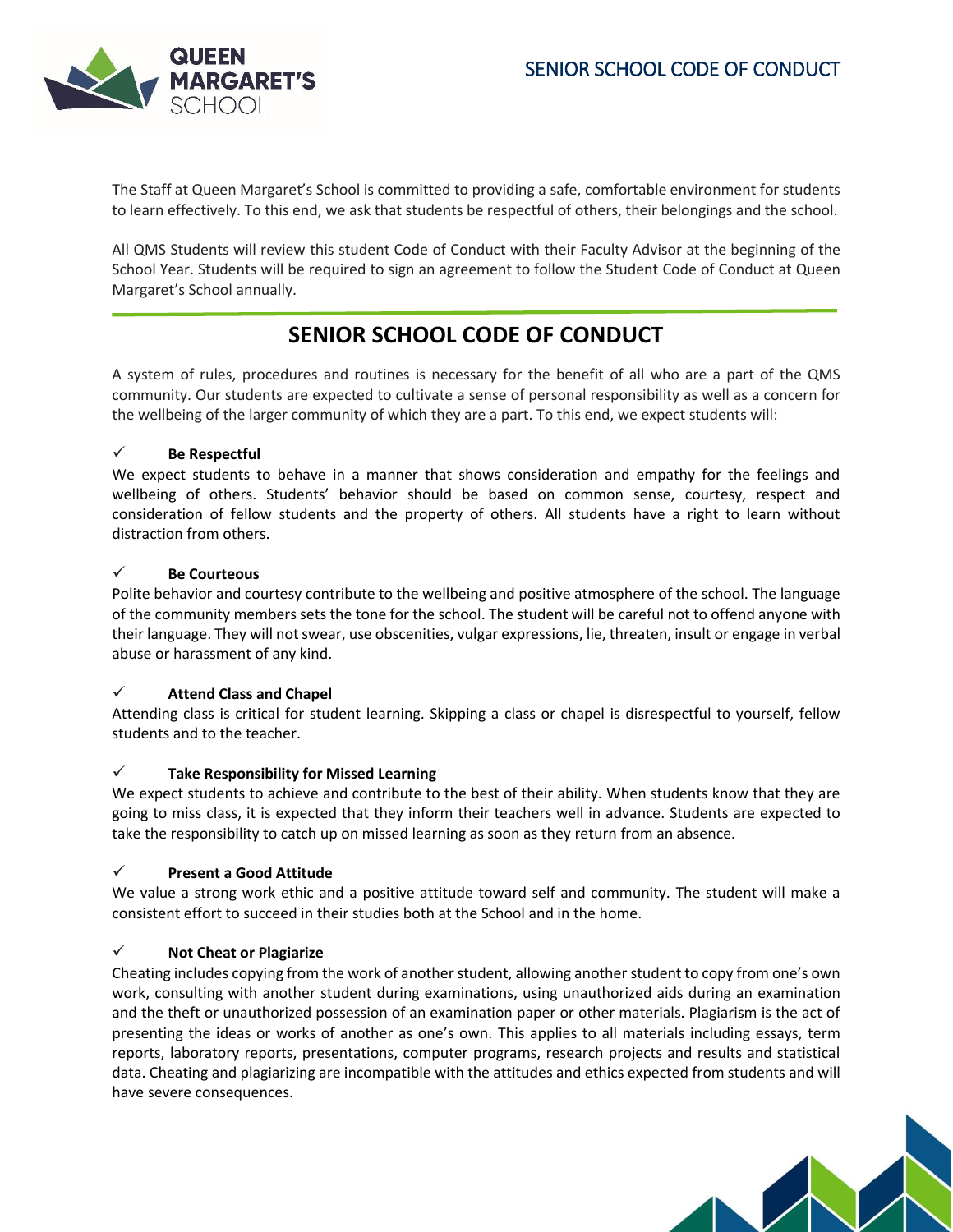# SENIOR SCHOOL CODE OF CONDUCT

The Staff at Queen Margaret's School is committed to providing a safe, comfortable environment for students to learn effectively. To this end, we ask that students be respectful of others, their belongings and the school.

All QMS Students will review this student Code of Conduct with their Faculty Advisor at the beginning of the School Year. Students will be required to sign an agreement to follow the Student Code of Conduct at Queen Margaret's School annually.

---

## SENIOR SCHOOL CODE OF CONDUCT

A system of rules, procedures and routines is necessary for the benefit of all who are a part of the QMS community. Our students are expected to cultivate a sense of personal responsibility as well as a concern for the wellbeing of the larger community of which they are a part. To this end, we expect students will:

### ✓ Be Respectful

We expect students to behave in a manner that shows consideration and empathy for the feelings and wellbeing of others. Students' behavior should be based on common sense, courtesy, respect and consideration of fellow students and the property of others. All students have a right to learn without distraction from others.

### ✓ Be Courteous

Polite behavior and courtesy contribute to the wellbeing and positive atmosphere of the school. The language of the community members sets the tone for the school. The student will be careful not to offend anyone with their language. They will not swear, use obscenities, vulgar expressions, lie, threaten, insult or engage in verbal abuse or harassment of any kind.

### ✓ Attend Class and Chapel

Attending class is critical for student learning. Skipping a class or chapel is disrespectful to yourself, fellow students and to the teacher.

### ✓ Take Responsibility for Missed Learning

We expect students to achieve and contribute to the best of their ability. When students know that they are going to miss class, it is expected that they inform their teachers well in advance. Students are expected to take the responsibility to catch up on missed learning as soon as they return from an absence.

### ✓ Present a Good Attitude

We value a strong work ethic and a positive attitude toward self and community. The student will make a consistent effort to succeed in their studies both at the School and in the home.

### ✓ Not Cheat or Plagiarize

Cheating includes copying from the work of another student, allowing another student to copy from one's own work, consulting with another student during examinations, using unauthorized aids during an examination and the theft or unauthorized possession of an examination paper or other materials. Plagiarism is the act of presenting the ideas or works of another as one's own. This applies to all materials including essays, term reports, laboratory reports, presentations, computer programs, research projects and results and statistical data. Cheating and plagiarizing are incompatible with the attitudes and ethics expected from students and will have severe consequences.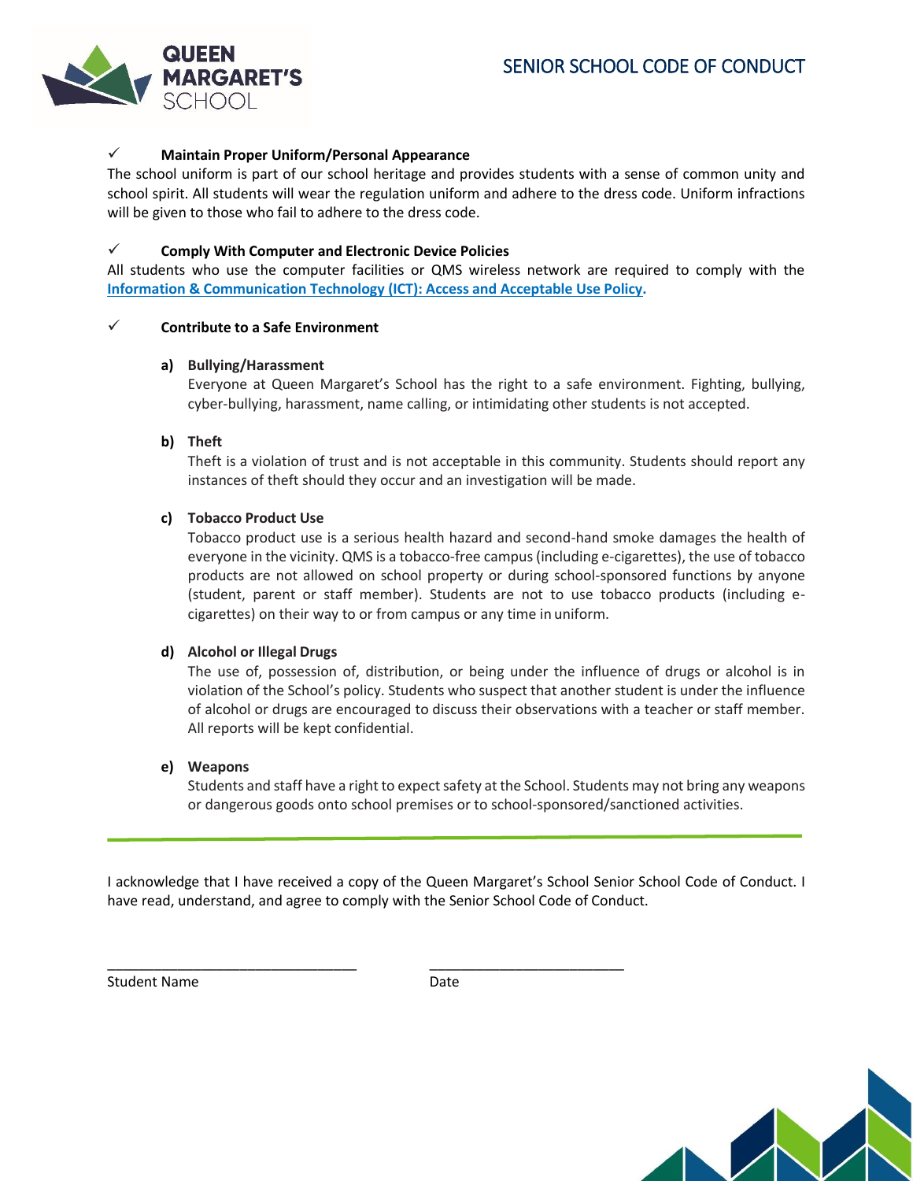✓ **Maintain Proper Uniform/Personal Appearance**

The school uniform is part of our school heritage and provides students with a sense of common unity and school spirit. All students will wear the regulation uniform and adhere to the dress code. Uniform infractions will be given to those who fail to adhere to the dress code.

✓ **Comply With Computer and Electronic Device Policies**

All students who use the computer facilities or QMS wireless network are required to comply with the **Information & Communication Technology (ICT): Access and Acceptable Use Policy**.

✓ **Contribute to a Safe Environment**

**a) Bullying/Harassment**

Everyone at Queen Margaret's School has the right to a safe environment. Fighting, bullying, cyber-bullying, harassment, name calling, or intimidating other students is not accepted.

**b) Theft**

Theft is a violation of trust and is not acceptable in this community. Students should report any instances of theft should they occur and an investigation will be made.

**c) Tobacco Product Use**

Tobacco product use is a serious health hazard and second-hand smoke damages the health of everyone in the vicinity. QMS is a tobacco-free campus (including e-cigarettes), the use of tobacco products are not allowed on school property or during school-sponsored functions by anyone (student, parent or staff member). Students are not to use tobacco products (including e-cigarettes) on their way to or from campus or any time in uniform.

**d) Alcohol or Illegal Drugs**

The use of, possession of, distribution, or being under the influence of drugs or alcohol is in violation of the School's policy. Students who suspect that another student is under the influence of alcohol or drugs are encouraged to discuss their observations with a teacher or staff member. All reports will be kept confidential.

**e) Weapons**

Students and staff have a right to expect safety at the School. Students may not bring any weapons or dangerous goods onto school premises or to school-sponsored/sanctioned activities.

---

I acknowledge that I have received a copy of the Queen Margaret's School Senior School Code of Conduct. I have read, understand, and agree to comply with the Senior School Code of Conduct.

\_\_\_\_\_\_\_\_\_\_\_\_\_\_\_\_\_\_\_\_\_\_\_\_\_\_\_\_\_\_\_\_ \_\_\_\_\_\_\_\_\_\_\_\_\_\_\_\_\_\_\_\_\_\_\_\_\_

Student Name Date